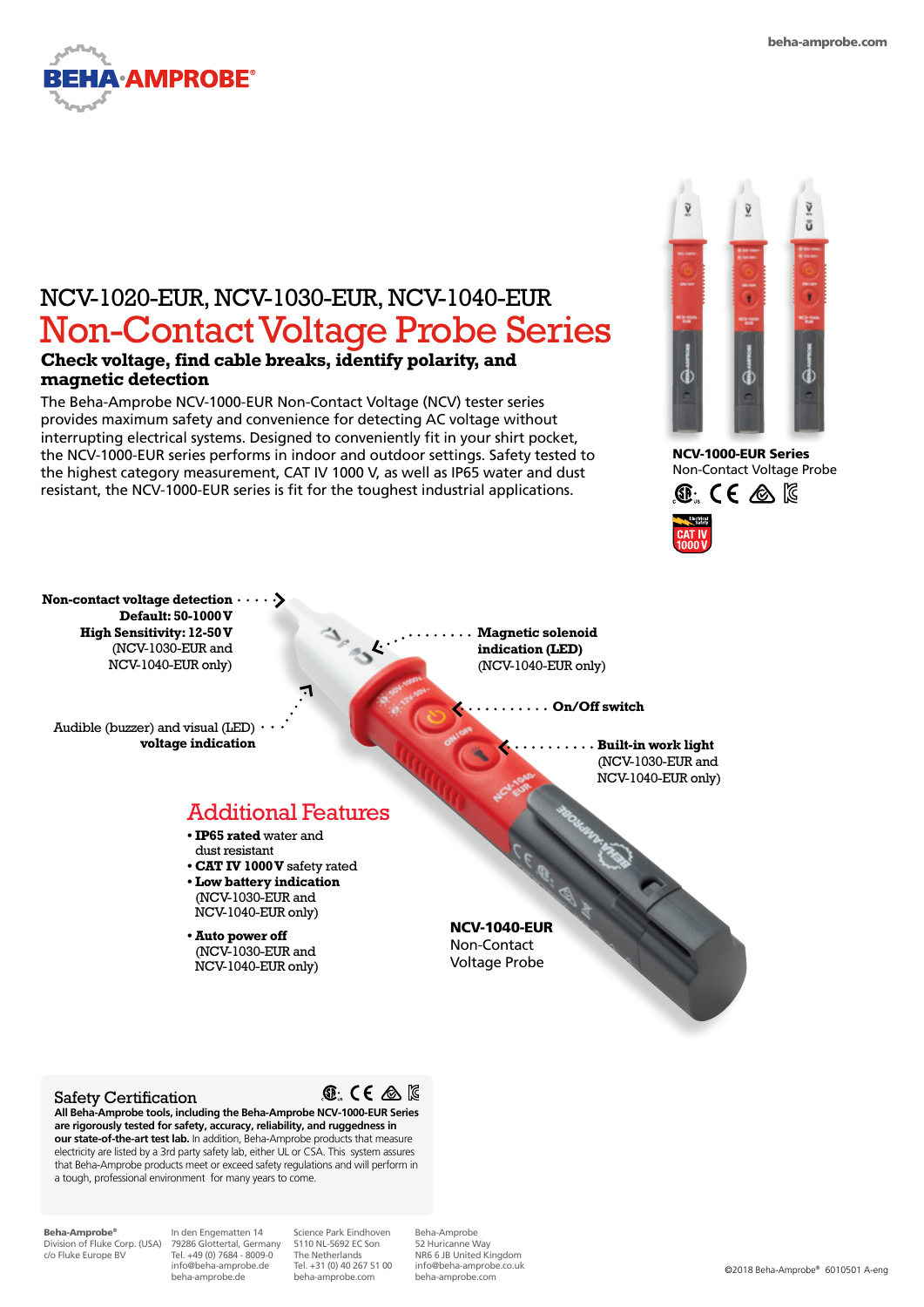beha-amprobe.com

# NCV-1020-EUR, NCV-1030-EUR, NCV-1040-EUR

# Non-Contact Voltage Probe Series

## Check voltage, find cable breaks, identify polarity, and magnetic detection

The Beha-Amprobe NCV-1000-EUR Non-Contact Voltage (NCV) tester series provides maximum safety and convenience for detecting AC voltage without interrupting electrical systems. Designed to conveniently fit in your shirt pocket, the NCV-1000-EUR series performs in indoor and outdoor settings. Safety tested to the highest category measurement, CAT IV 1000 V, as well as IP65 water and dust resistant, the NCV-1000-EUR series is fit for the toughest industrial applications.

**NCV-1000-EUR Series**
Non-Contact Voltage Probe

**Non-contact voltage detection**
**Default: 50-1000 V**
**High Sensitivity: 12-50 V**
(NCV-1030-EUR and NCV-1040-EUR only)

Audible (buzzer) and visual (LED) **voltage indication**

**Magnetic solenoid indication (LED)**
(NCV-1040-EUR only)

**On/Off switch**

**Built-in work light**
(NCV-1030-EUR and NCV-1040-EUR only)

## Additional Features

- **IP65 rated** water and dust resistant
- **CAT IV 1000 V** safety rated
- **Low battery indication** (NCV-1030-EUR and NCV-1040-EUR only)
- **Auto power off** (NCV-1030-EUR and NCV-1040-EUR only)

**NCV-1040-EUR**
Non-Contact Voltage Probe

### Safety Certification

**All Beha-Amprobe tools, including the Beha-Amprobe NCV-1000-EUR Series are rigorously tested for safety, accuracy, reliability, and ruggedness in our state-of-the-art test lab.** In addition, Beha-Amprobe products that measure electricity are listed by a 3rd party safety lab, either UL or CSA. This system assures that Beha-Amprobe products meet or exceed safety regulations and will perform in a tough, professional environment for many years to come.

**Beha-Amprobe®**
Division of Fluke Corp. (USA)
c/o Fluke Europe BV

In den Engematten 14
79286 Glottertal, Germany
Tel. +49 (0) 7684 - 8009-0
info@beha-amprobe.de
beha-amprobe.de

Science Park Eindhoven
5110 NL-5692 EC Son
The Netherlands
Tel. +31 (0) 40 267 51 00
beha-amprobe.com

Beha-Amprobe
52 Hurricane Way
NR6 6 JB United Kingdom
info@beha-amprobe.co.uk
beha-amprobe.com

©2018 Beha-Amprobe® 6010501 A-eng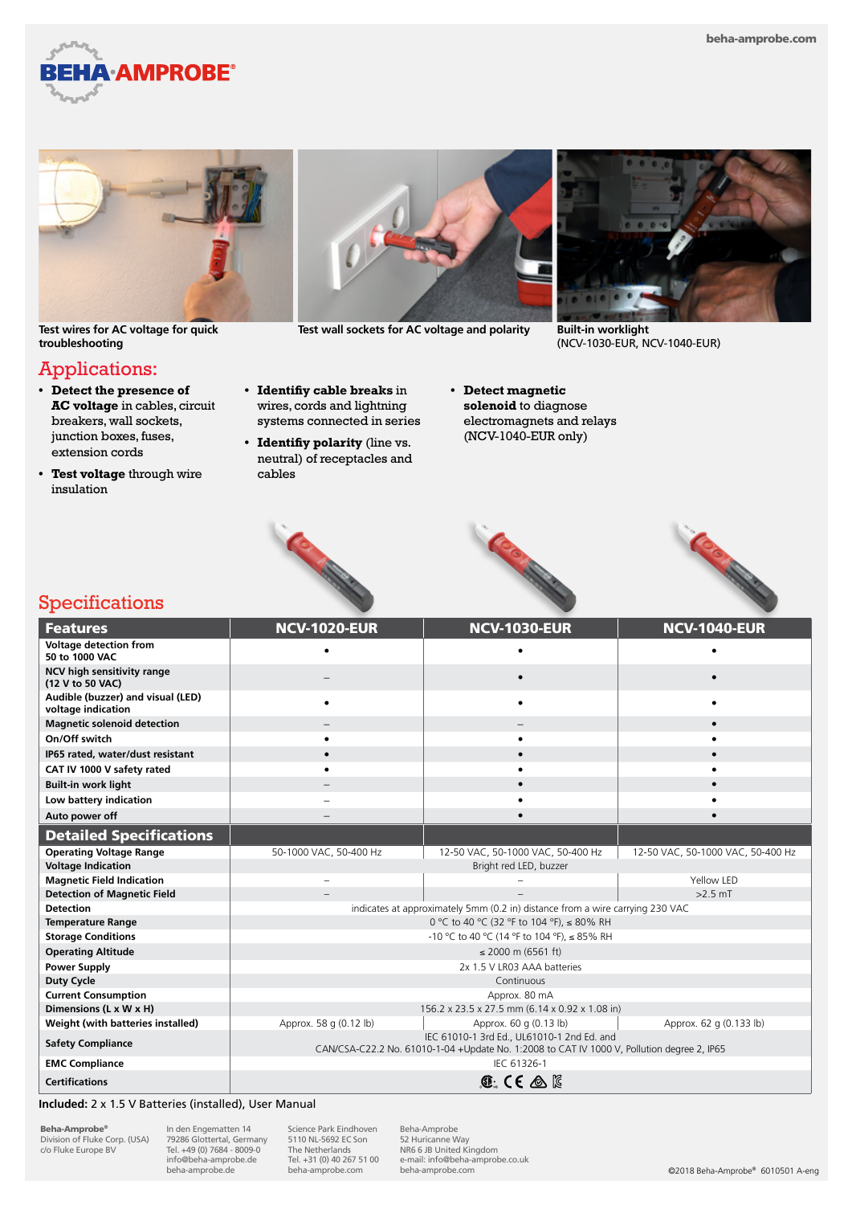Test wires for AC voltage for quick troubleshooting

Test wall sockets for AC voltage and polarity

Built-in worklight (NCV-1030-EUR, NCV-1040-EUR)

## Applications:

- **Detect the presence of AC voltage** in cables, circuit breakers, wall sockets, junction boxes, fuses, extension cords
- **Test voltage** through wire insulation
- **Identify cable breaks** in wires, cords and lightning systems connected in series
- **Identify polarity** (line vs. neutral) of receptacles and cables
- **Detect magnetic solenoid** to diagnose electromagnets and relays (NCV-1040-EUR only)

## Specifications

| Features | NCV-1020-EUR | NCV-1030-EUR | NCV-1040-EUR |
|---|---|---|---|
| Voltage detection from 50 to 1000 VAC | • | • | • |
| NCV high sensitivity range (12 V to 50 VAC) | – | • | • |
| Audible (buzzer) and visual (LED) voltage indication | • | • | • |
| Magnetic solenoid detection | – | – | • |
| On/Off switch | • | • | • |
| IP65 rated, water/dust resistant | • | • | • |
| CAT IV 1000 V safety rated | • | • | • |
| Built-in work light | – | • | • |
| Low battery indication | – | • | • |
| Auto power off | – | • | • |
| **Detailed Specifications** | | | |
| Operating Voltage Range | 50-1000 VAC, 50-400 Hz | 12-50 VAC, 50-1000 VAC, 50-400 Hz | 12-50 VAC, 50-1000 VAC, 50-400 Hz |
| Voltage Indication | Bright red LED, buzzer | | |
| Magnetic Field Indication | – | – | Yellow LED |
| Detection of Magnetic Field | – | – | >2.5 mT |
| Detection | indicates at approximately 5mm (0.2 in) distance from a wire carrying 230 VAC | | |
| Temperature Range | 0 °C to 40 °C (32 °F to 104 °F), ≤ 80% RH | | |
| Storage Conditions | -10 °C to 40 °C (14 °F to 104 °F), ≤ 85% RH | | |
| Operating Altitude | ≤ 2000 m (6561 ft) | | |
| Power Supply | 2x 1.5 V LR03 AAA batteries | | |
| Duty Cycle | Continuous | | |
| Current Consumption | Approx. 80 mA | | |
| Dimensions (L x W x H) | 156.2 x 23.5 x 27.5 mm (6.14 x 0.92 x 1.08 in) | | |
| Weight (with batteries installed) | Approx. 58 g (0.12 lb) | Approx. 60 g (0.13 lb) | Approx. 62 g (0.133 lb) |
| Safety Compliance | IEC 61010-1 3rd Ed., UL61010-1 2nd Ed. and CAN/CSA-C22.2 No. 61010-1-04 +Update No. 1:2008 to CAT IV 1000 V, Pollution degree 2, IP65 | | |
| EMC Compliance | IEC 61326-1 | | |
| Certifications | | | |

**Included:** 2 x 1.5 V Batteries (installed), User Manual

**Beha-Amprobe®**
Division of Fluke Corp. (USA)
c/o Fluke Europe BV

In den Engematten 14
79286 Glottertal, Germany
Tel. +49 (0) 7684 - 8009-0
info@beha-amprobe.de
beha-amprobe.de

Science Park Eindhoven
5110 NL-5692 EC Son
The Netherlands
Tel. +31 (0) 40 267 51 00
beha-amprobe.com

Beha-Amprobe
52 Hurricanne Way
NR6 6 JB United Kingdom
e-mail: info@beha-amprobe.co.uk
beha-amprobe.com

©2018 Beha-Amprobe® 6010501 A-eng